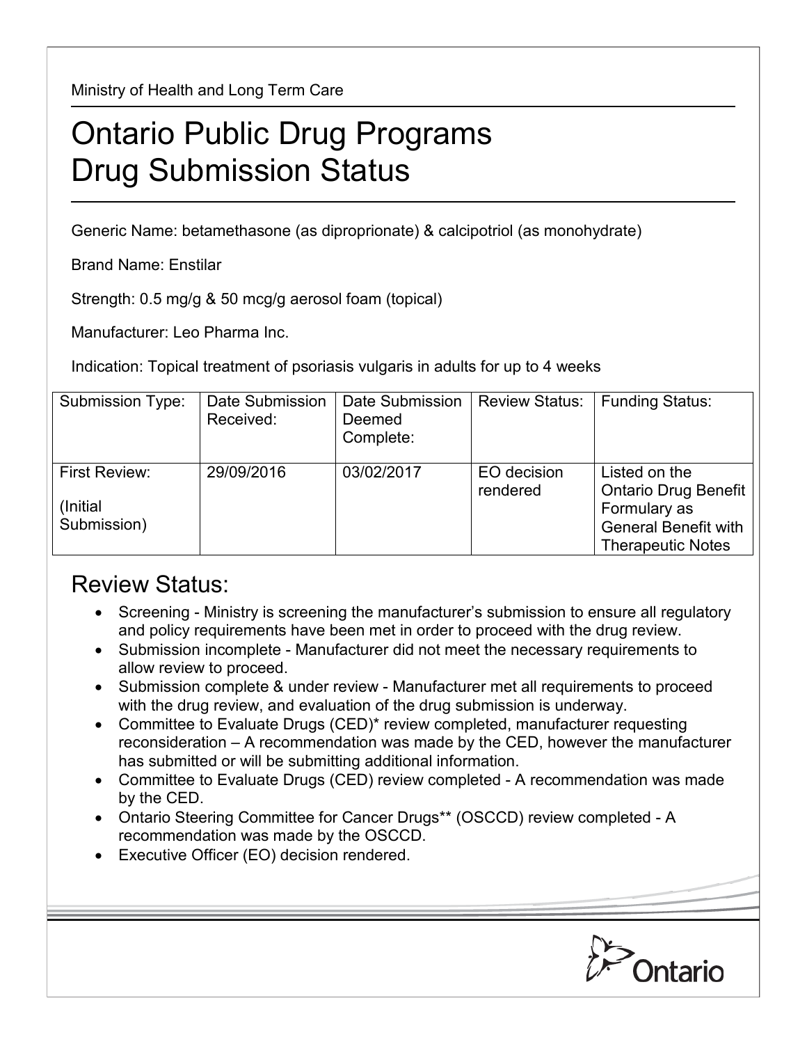Ministry of Health and Long Term Care

# Ontario Public Drug Programs Drug Submission Status

Generic Name: betamethasone (as diproprionate) & calcipotriol (as monohydrate)

Brand Name: Enstilar

Strength: 0.5 mg/g & 50 mcg/g aerosol foam (topical)

Manufacturer: Leo Pharma Inc.

Indication: Topical treatment of psoriasis vulgaris in adults for up to 4 weeks

| Submission Type: | Date Submission Received: | Date Submission Deemed Complete: | Review Status: | Funding Status: |
|---|---|---|---|---|
| First Review: (Initial Submission) | 29/09/2016 | 03/02/2017 | EO decision rendered | Listed on the Ontario Drug Benefit Formulary as General Benefit with Therapeutic Notes |

## Review Status:

- Screening - Ministry is screening the manufacturer's submission to ensure all regulatory and policy requirements have been met in order to proceed with the drug review.
- Submission incomplete - Manufacturer did not meet the necessary requirements to allow review to proceed.
- Submission complete & under review - Manufacturer met all requirements to proceed with the drug review, and evaluation of the drug submission is underway.
- Committee to Evaluate Drugs (CED)* review completed, manufacturer requesting reconsideration – A recommendation was made by the CED, however the manufacturer has submitted or will be submitting additional information.
- Committee to Evaluate Drugs (CED) review completed - A recommendation was made by the CED.
- Ontario Steering Committee for Cancer Drugs** (OSCCD) review completed - A recommendation was made by the OSCCD.
- Executive Officer (EO) decision rendered.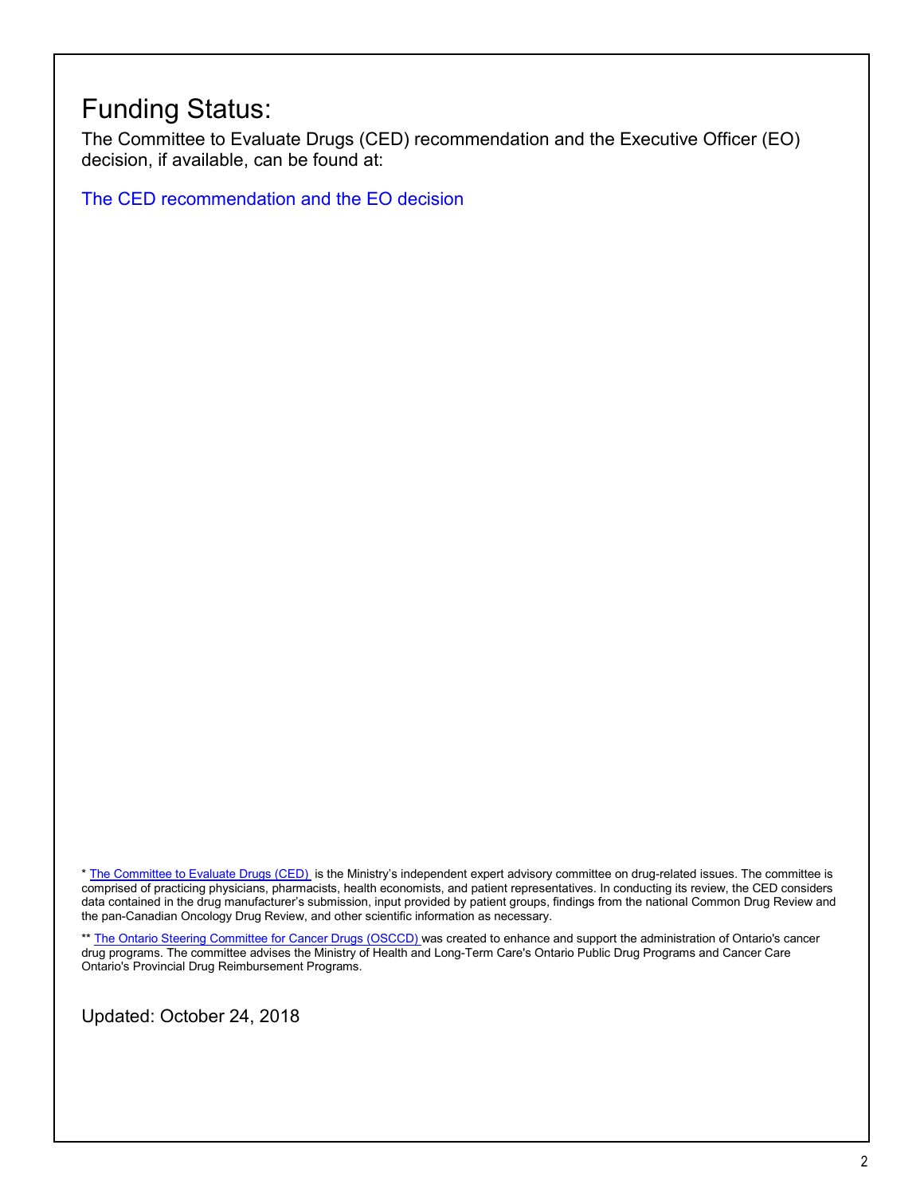## Funding Status:

The Committee to Evaluate Drugs (CED) recommendation and the Executive Officer (EO) decision, if available, can be found at:

The CED recommendation and the EO decision

* The Committee to Evaluate Drugs (CED) is the Ministry's independent expert advisory committee on drug-related issues. The committee is comprised of practicing physicians, pharmacists, health economists, and patient representatives. In conducting its review, the CED considers data contained in the drug manufacturer's submission, input provided by patient groups, findings from the national Common Drug Review and the pan-Canadian Oncology Drug Review, and other scientific information as necessary.

** The Ontario Steering Committee for Cancer Drugs (OSCCD) was created to enhance and support the administration of Ontario's cancer drug programs. The committee advises the Ministry of Health and Long-Term Care's Ontario Public Drug Programs and Cancer Care Ontario's Provincial Drug Reimbursement Programs.

Updated: October 24, 2018